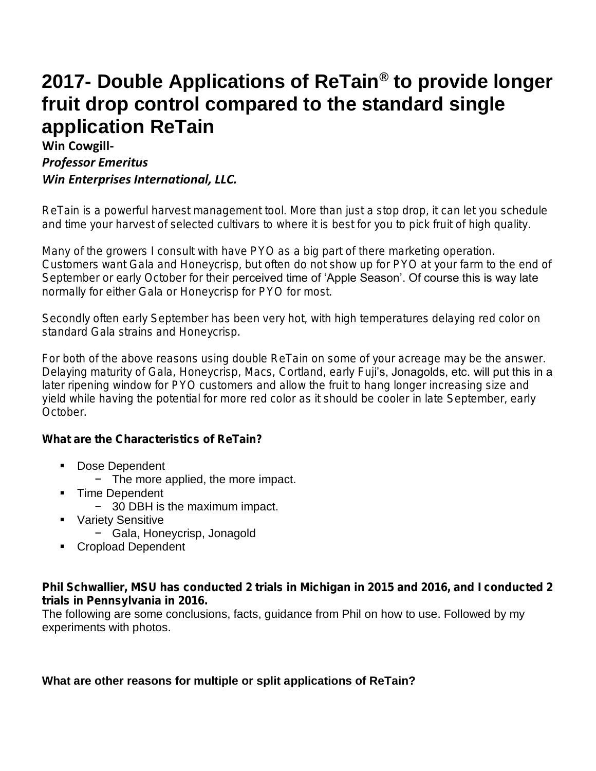# 2017- Double Applications of ReTain® to provide longer fruit drop control compared to the standard single application ReTain

**Win Cowgill-**

***Professor Emeritus***

***Win Enterprises International, LLC.***

ReTain is a powerful harvest management tool. More than just a stop drop, it can let you schedule and time your harvest of selected cultivars to where it is best for you to pick fruit of high quality.

Many of the growers I consult with have PYO as a big part of there marketing operation. Customers want Gala and Honeycrisp, but often do not show up for PYO at your farm to the end of September or early October for their perceived time of 'Apple Season'. Of course this is way late normally for either Gala or Honeycrisp for PYO for most.

Secondly often early September has been very hot, with high temperatures delaying red color on standard Gala strains and Honeycrisp.

For both of the above reasons using double ReTain on some of your acreage may be the answer. Delaying maturity of Gala, Honeycrisp, Macs, Cortland, early Fuji's, Jonagolds, etc. will put this in a later ripening window for PYO customers and allow the fruit to hang longer increasing size and yield while having the potential for more red color as it should be cooler in late September, early October.

**What are the Characteristics of ReTain?**

- Dose Dependent
  - The more applied, the more impact.
- Time Dependent
  - 30 DBH is the maximum impact.
- Variety Sensitive
  - Gala, Honeycrisp, Jonagold
- Cropload Dependent

**Phil Schwallier, MSU has conducted 2 trials in Michigan in 2015 and 2016, and I conducted 2 trials in Pennsylvania in 2016.**

The following are some conclusions, facts, guidance from Phil on how to use. Followed by my experiments with photos.

**What are other reasons for multiple or split applications of ReTain?**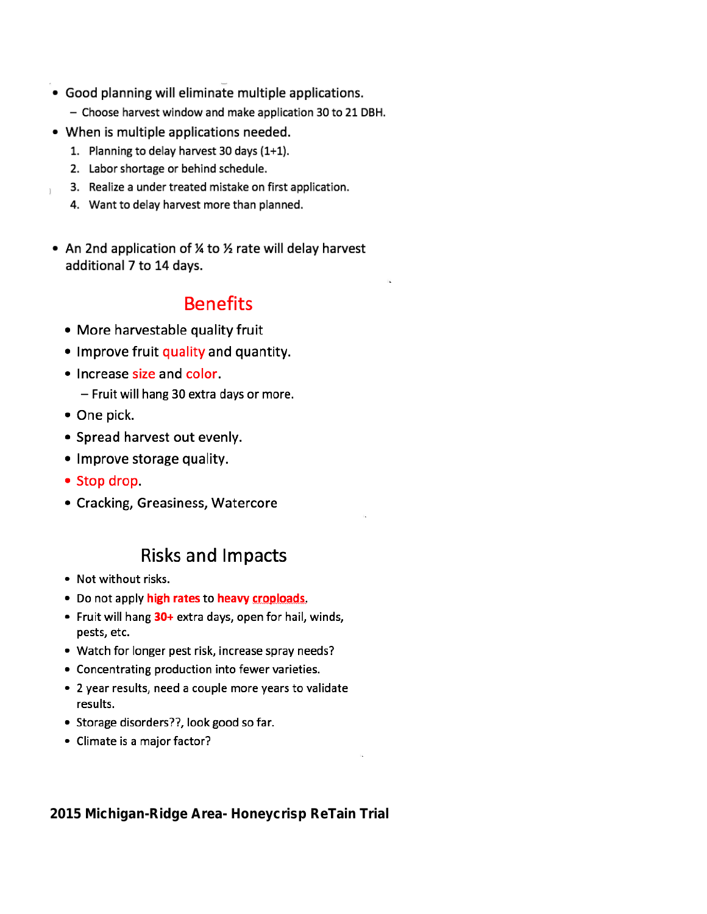- Good planning will eliminate multiple applications.
  - Choose harvest window and make application 30 to 21 DBH.
- When is multiple applications needed.
  1. Planning to delay harvest 30 days (1+1).
  2. Labor shortage or behind schedule.
  3. Realize a under treated mistake on first application.
  4. Want to delay harvest more than planned.

- An 2nd application of ¼ to ½ rate will delay harvest additional 7 to 14 days.

## Benefits

- More harvestable quality fruit
- Improve fruit quality and quantity.
- Increase size and color.
  - Fruit will hang 30 extra days or more.
- One pick.
- Spread harvest out evenly.
- Improve storage quality.
- Stop drop.
- Cracking, Greasiness, Watercore

## Risks and Impacts

- Not without risks.
- Do not apply **high rates** to **heavy croploads**.
- Fruit will hang **30+** extra days, open for hail, winds, pests, etc.
- Watch for longer pest risk, increase spray needs?
- Concentrating production into fewer varieties.
- 2 year results, need a couple more years to validate results.
- Storage disorders??, look good so far.
- Climate is a major factor?

**2015 Michigan-Ridge Area- Honeycrisp ReTain Trial**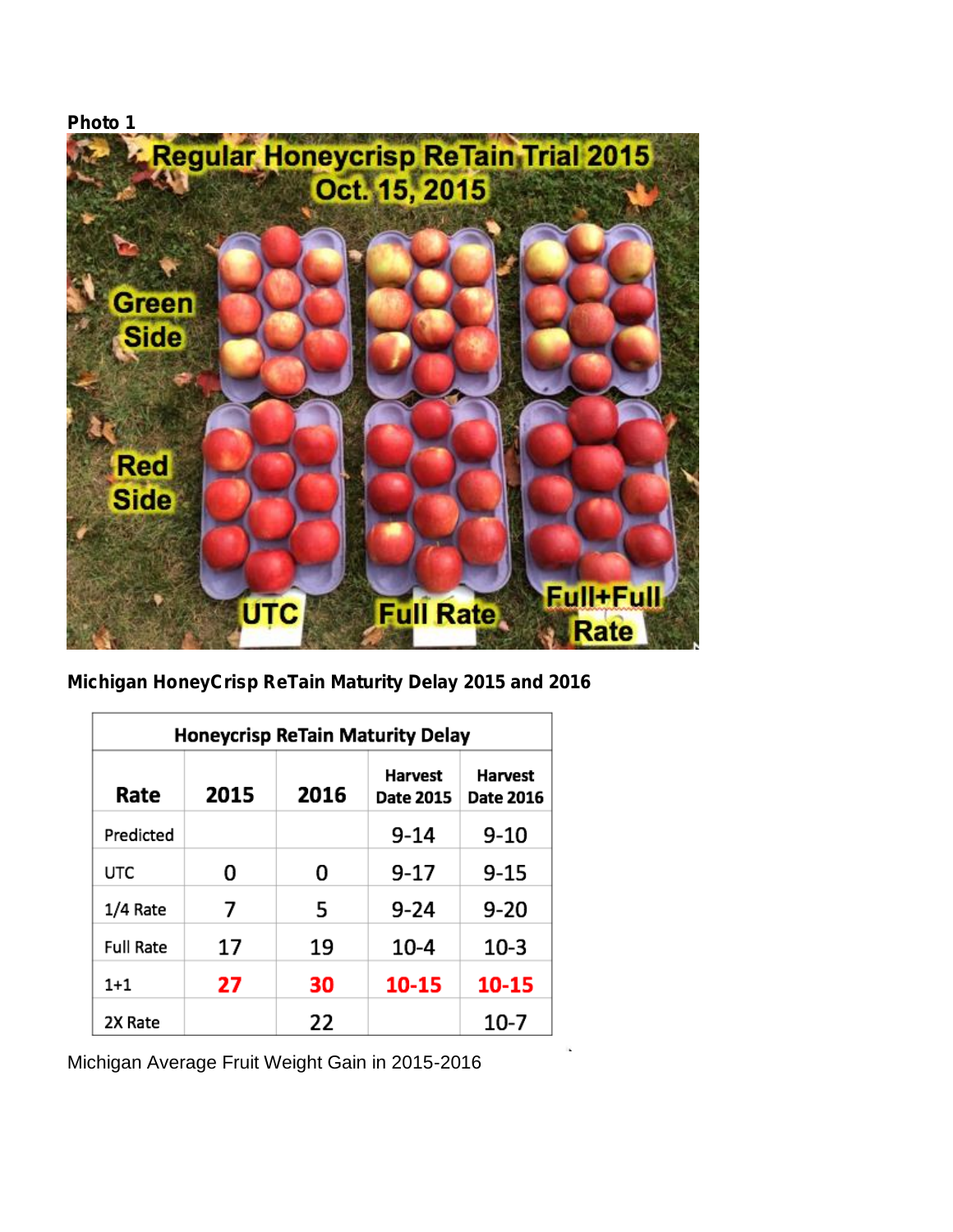**Photo 1**

**Michigan HoneyCrisp ReTain Maturity Delay 2015 and 2016**

| Honeycrisp ReTain Maturity Delay | | | | |
|---|---|---|---|---|
| **Rate** | **2015** | **2016** | **Harvest Date 2015** | **Harvest Date 2016** |
| Predicted | | | 9-14 | 9-10 |
| UTC | 0 | 0 | 9-17 | 9-15 |
| 1/4 Rate | 7 | 5 | 9-24 | 9-20 |
| Full Rate | 17 | 19 | 10-4 | 10-3 |
| 1+1 | **27** | **30** | **10-15** | **10-15** |
| 2X Rate | | 22 | | 10-7 |

Michigan Average Fruit Weight Gain in 2015-2016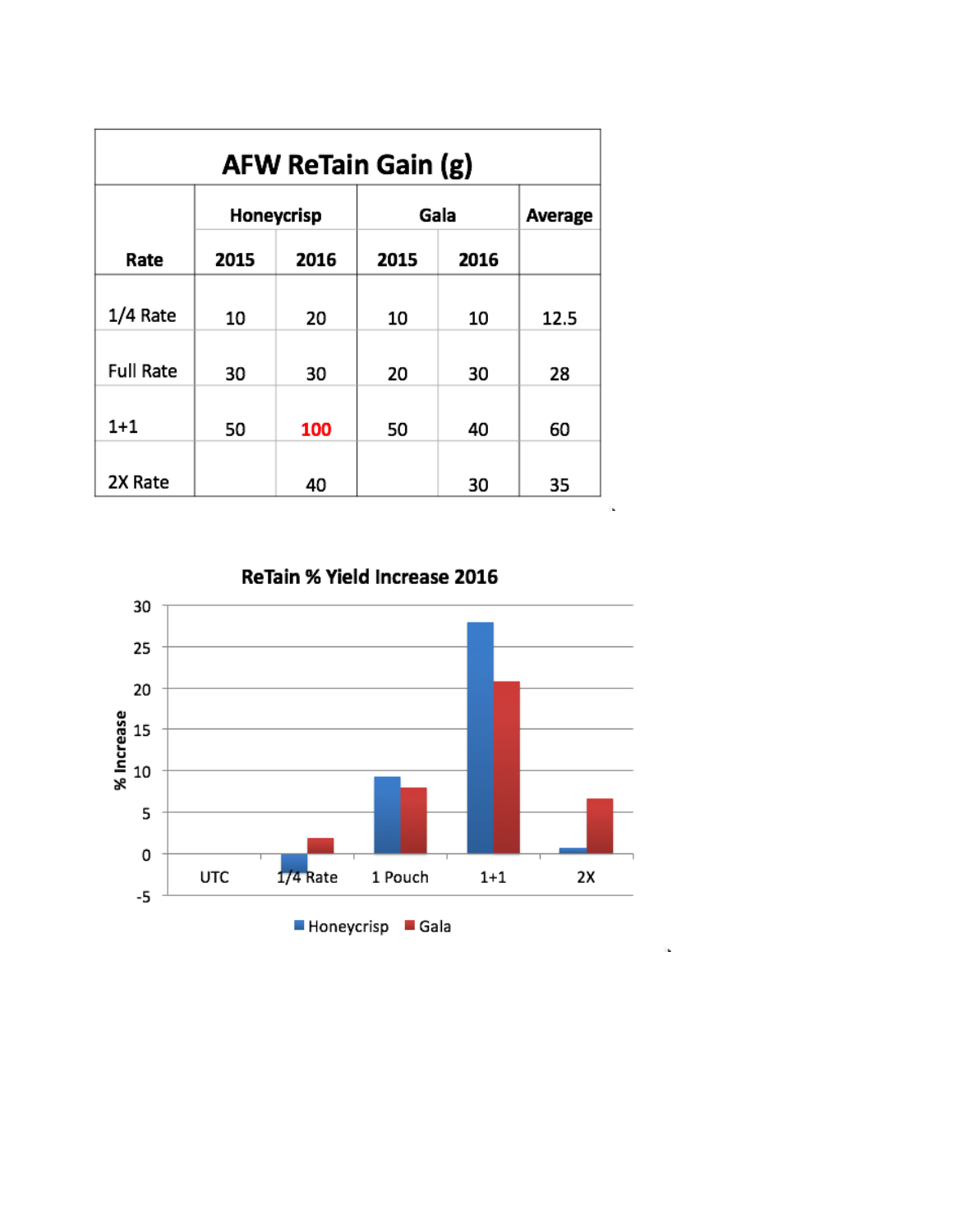| AFW ReTain Gain (g) | | | | | |
|---|---|---|---|---|---|
| | Honeycrisp | | Gala | | Average |
| Rate | 2015 | 2016 | 2015 | 2016 | |
| 1/4 Rate | 10 | 20 | 10 | 10 | 12.5 |
| Full Rate | 30 | 30 | 20 | 30 | 28 |
| 1+1 | 50 | 100 | 50 | 40 | 60 |
| 2X Rate | | 40 | | 30 | 35 |

**ReTain % Yield Increase 2016**

% Increase

UTC, 1/4 Rate, 1 Pouch, 1+1, 2X

Honeycrisp, Gala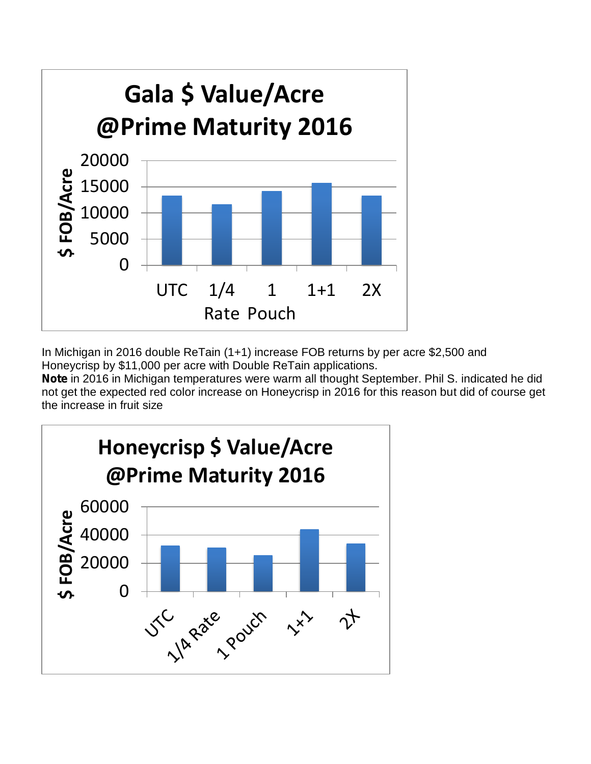**Gala $ Value/Acre @Prime Maturity 2016**

| Treatment | $ FOB/Acre |
|---|---|
| UTC | ~13,300 |
| 1/4 Rate | ~11,600 |
| 1 Pouch | ~14,200 |
| 1+1 | ~15,800 |
| 2X | ~13,300 |

In Michigan in 2016 double ReTain (1+1) increase FOB returns by per acre $2,500 and Honeycrisp by $11,000 per acre with Double ReTain applications.

**Note** in 2016 in Michigan temperatures were warm all thought September. Phil S. indicated he did not get the expected red color increase on Honeycrisp in 2016 for this reason but did of course get the increase in fruit size

**Honeycrisp $ Value/Acre @Prime Maturity 2016**

| Treatment | $ FOB/Acre |
|---|---|
| UTC | ~32,500 |
| 1/4 Rate | ~31,000 |
| 1 Pouch | ~26,000 |
| 1+1 | ~44,000 |
| 2X | ~34,000 |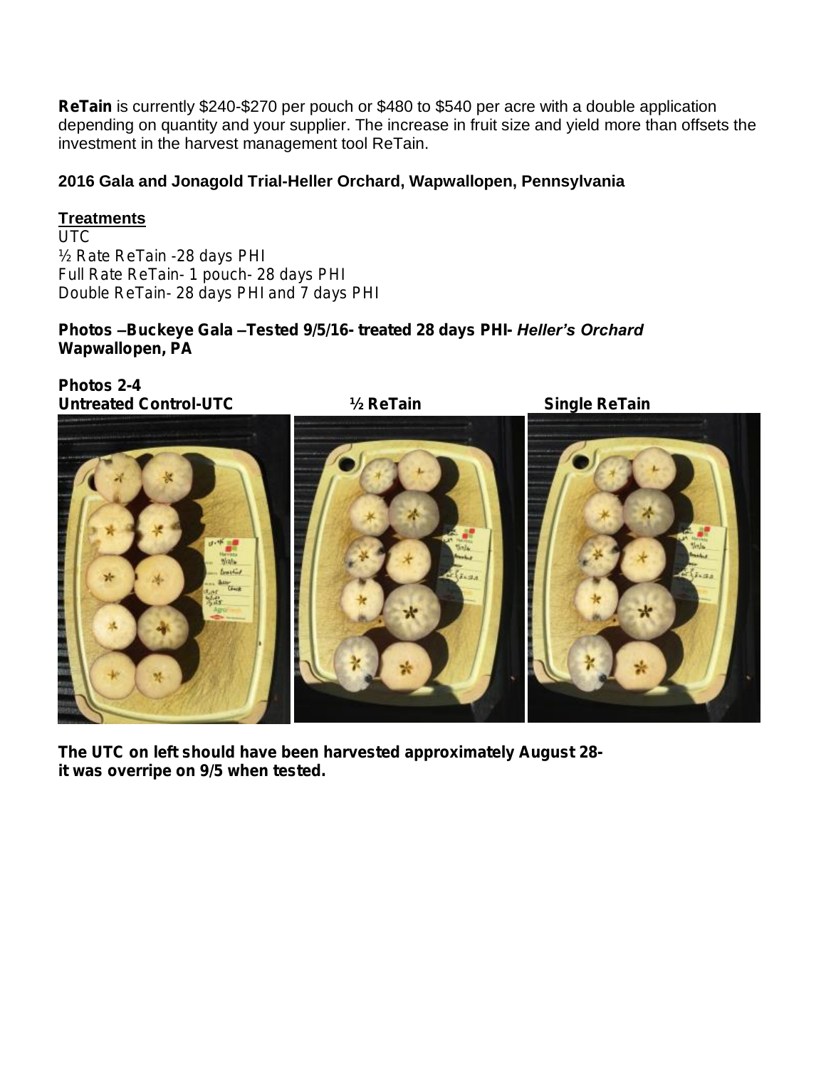**ReTain** is currently $240-$270 per pouch or $480 to $540 per acre with a double application depending on quantity and your supplier. The increase in fruit size and yield more than offsets the investment in the harvest management tool ReTain.

**2016 Gala and Jonagold Trial-Heller Orchard, Wapwallopen, Pennsylvania**

**Treatments**

UTC
½ Rate ReTain -28 days PHI
Full Rate ReTain- 1 pouch- 28 days PHI
Double ReTain- 28 days PHI and 7 days PHI

**Photos –Buckeye Gala –Tested 9/5/16- treated 28 days PHI- *Heller's Orchard* Wapwallopen, PA**

**Photos 2-4**

**Untreated Control-UTC** **½ ReTain** **Single ReTain**

**The UTC on left should have been harvested approximately August 28- it was overripe on 9/5 when tested.**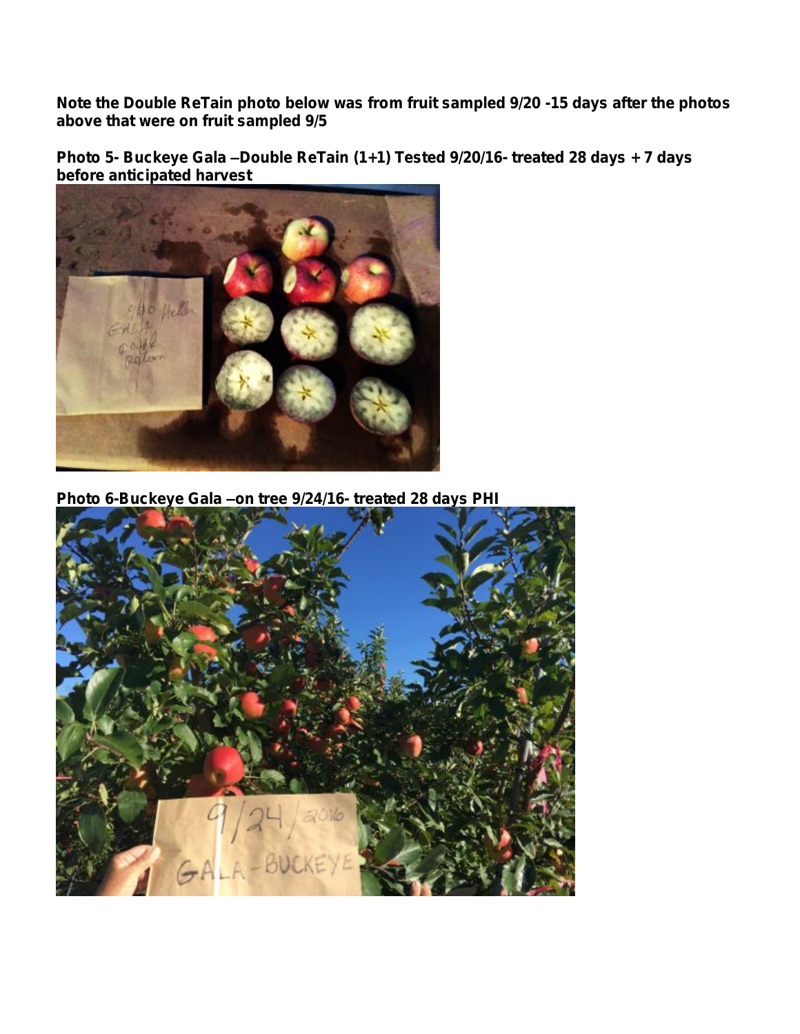**Note the Double ReTain photo below was from fruit sampled 9/20 -15 days after the photos above that were on fruit sampled 9/5**

**Photo 5- Buckeye Gala –Double ReTain (1+1) Tested 9/20/16- treated 28 days + 7 days before anticipated harvest**

**Photo 6-Buckeye Gala –on tree 9/24/16- treated 28 days PHI**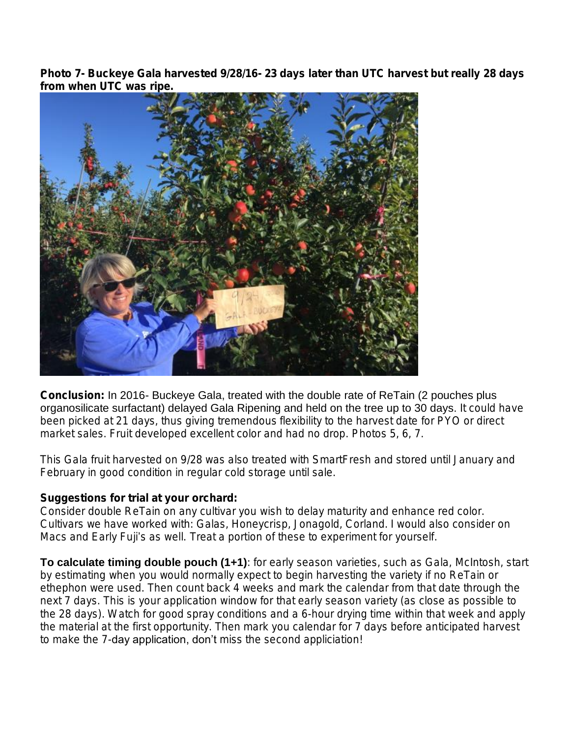**Photo 7- Buckeye Gala harvested 9/28/16- 23 days later than UTC harvest but really 28 days from when UTC was ripe.**

**Conclusion:** In 2016- Buckeye Gala, treated with the double rate of ReTain (2 pouches plus organosilicate surfactant) delayed Gala Ripening and held on the tree up to 30 days. It could have been picked at 21 days, thus giving tremendous flexibility to the harvest date for PYO or direct market sales. Fruit developed excellent color and had no drop. Photos 5, 6, 7.

This Gala fruit harvested on 9/28 was also treated with SmartFresh and stored until January and February in good condition in regular cold storage until sale.

**Suggestions for trial at your orchard:**
Consider double ReTain on any cultivar you wish to delay maturity and enhance red color. Cultivars we have worked with: Galas, Honeycrisp, Jonagold, Corland. I would also consider on Macs and Early Fuji's as well. Treat a portion of these to experiment for yourself.

**To calculate timing double pouch (1+1)**: for early season varieties, such as Gala, McIntosh, start by estimating when you would normally expect to begin harvesting the variety if no ReTain or ethephon were used. Then count back 4 weeks and mark the calendar from that date through the next 7 days. This is your application window for that early season variety (as close as possible to the 28 days). Watch for good spray conditions and a 6-hour drying time within that week and apply the material at the first opportunity. Then mark you calendar for 7 days before anticipated harvest to make the 7-day application, don't miss the second appliciation!